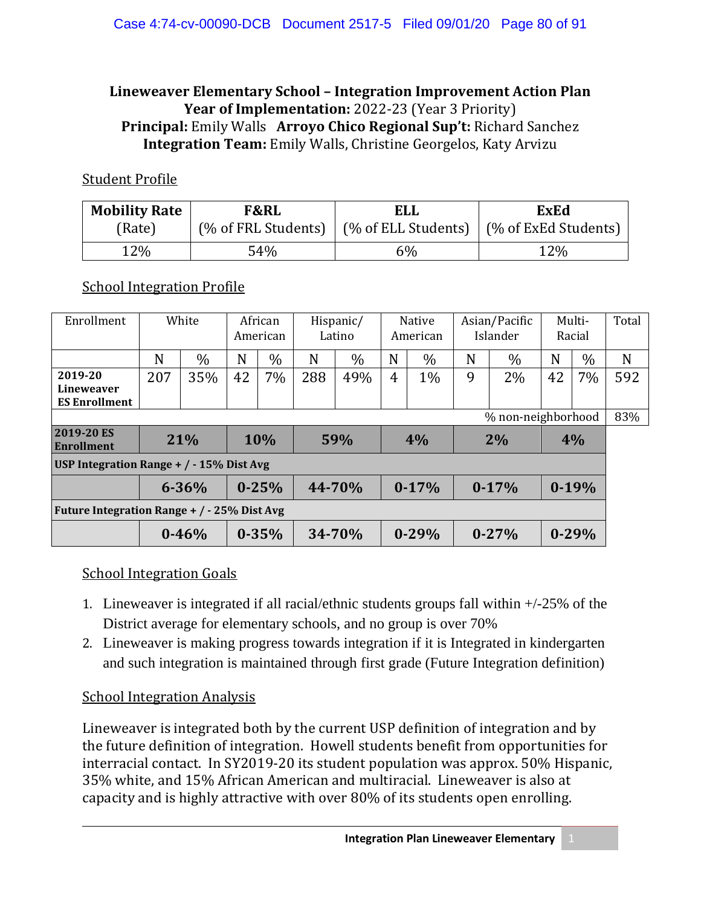**Lineweaver Elementary School – Integration Improvement Action Plan**
**Year of Implementation:** 2022-23 (Year 3 Priority)
**Principal:** Emily Walls **Arroyo Chico Regional Sup't:** Richard Sanchez
**Integration Team:** Emily Walls, Christine Georgelos, Katy Arvizu

Student Profile

| **Mobility Rate** (Rate) | **F&RL** (% of FRL Students) | **ELL** (% of ELL Students) | **ExEd** (% of ExEd Students) |
|---|---|---|---|
| 12% | 54% | 6% | 12% |

School Integration Profile

| Enrollment | White | | African American | | Hispanic/ Latino | | Native American | | Asian/Pacific Islander | | Multi-Racial | | Total |
|---|---|---|---|---|---|---|---|---|---|---|---|---|---|
| | N | % | N | % | N | % | N | % | N | % | N | % | N |
| **2019-20 Lineweaver ES Enrollment** | 207 | 35% | 42 | 7% | 288 | 49% | 4 | 1% | 9 | 2% | 42 | 7% | 592 |
| | | | | | | | | | | | % non-neighborhood | | 83% |
| **2019-20 ES Enrollment** | **21%** | | **10%** | | **59%** | | **4%** | | **2%** | | **4%** | | |
| **USP Integration Range + / - 15% Dist Avg** | | | | | | | | | | | | | |
| | **6-36%** | | **0-25%** | | **44-70%** | | **0-17%** | | **0-17%** | | **0-19%** | | |
| **Future Integration Range + / - 25% Dist Avg** | | | | | | | | | | | | | |
| | **0-46%** | | **0-35%** | | **34-70%** | | **0-29%** | | **0-27%** | | **0-29%** | | |

School Integration Goals

1. Lineweaver is integrated if all racial/ethnic students groups fall within +/-25% of the District average for elementary schools, and no group is over 70%
2. Lineweaver is making progress towards integration if it is Integrated in kindergarten and such integration is maintained through first grade (Future Integration definition)

School Integration Analysis

Lineweaver is integrated both by the current USP definition of integration and by the future definition of integration. Howell students benefit from opportunities for interracial contact. In SY2019-20 its student population was approx. 50% Hispanic, 35% white, and 15% African American and multiracial. Lineweaver is also at capacity and is highly attractive with over 80% of its students open enrolling.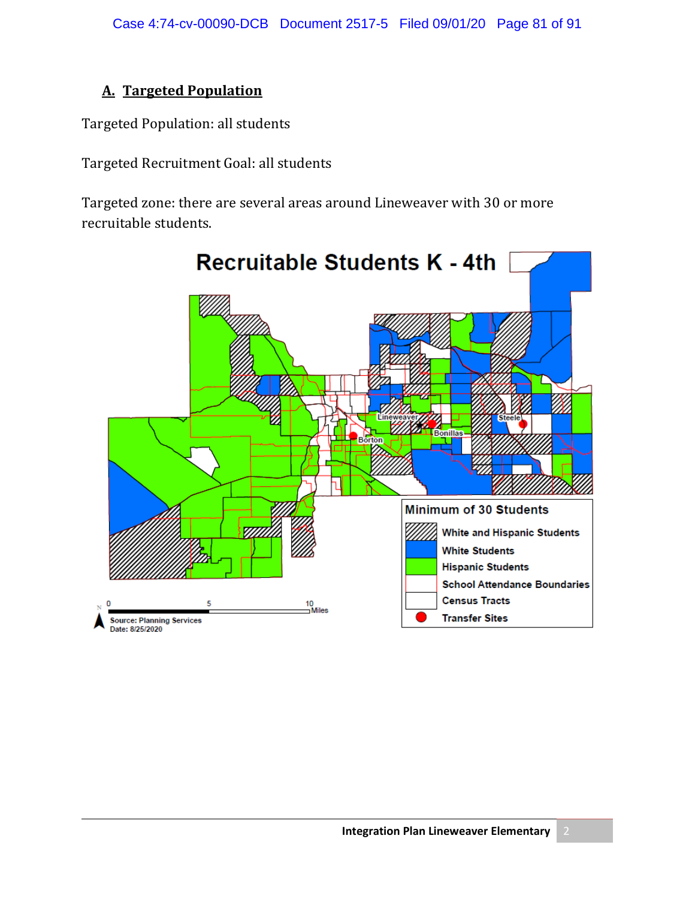## A. Targeted Population

Targeted Population: all students

Targeted Recruitment Goal: all students

Targeted zone: there are several areas around Lineweaver with 30 or more recruitable students.

Recruitable Students K - 4th

Minimum of 30 Students

- White and Hispanic Students
- White Students
- Hispanic Students
- School Attendance Boundaries
- Census Tracts
- Transfer Sites

Source: Planning Services
Date: 8/25/2020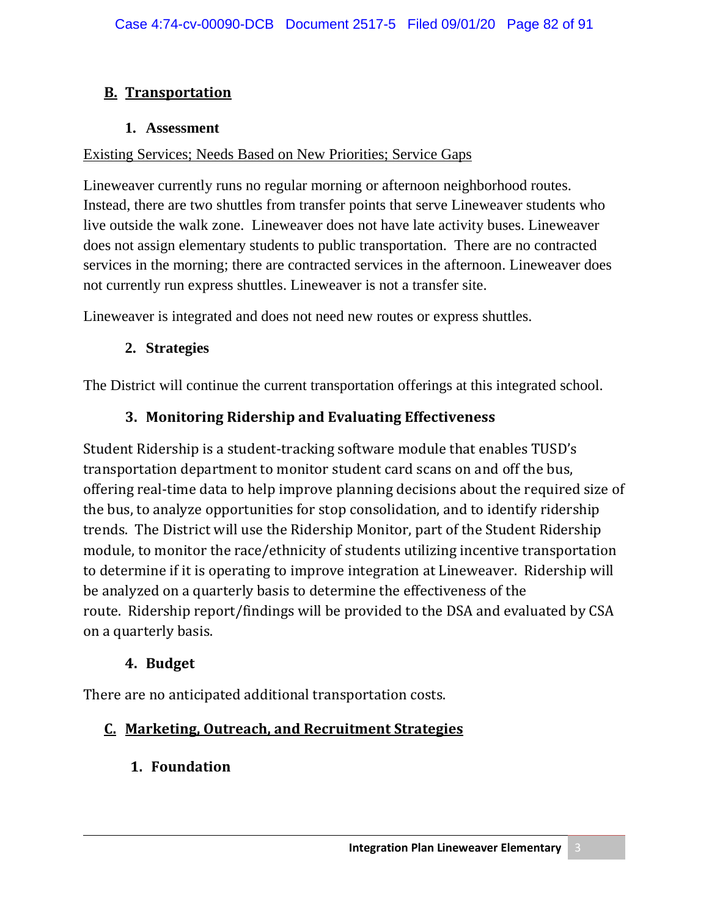## B. Transportation

### 1. Assessment

Existing Services; Needs Based on New Priorities; Service Gaps

Lineweaver currently runs no regular morning or afternoon neighborhood routes. Instead, there are two shuttles from transfer points that serve Lineweaver students who live outside the walk zone. Lineweaver does not have late activity buses. Lineweaver does not assign elementary students to public transportation. There are no contracted services in the morning; there are contracted services in the afternoon. Lineweaver does not currently run express shuttles. Lineweaver is not a transfer site.

Lineweaver is integrated and does not need new routes or express shuttles.

### 2. Strategies

The District will continue the current transportation offerings at this integrated school.

### 3. Monitoring Ridership and Evaluating Effectiveness

Student Ridership is a student-tracking software module that enables TUSD's transportation department to monitor student card scans on and off the bus, offering real-time data to help improve planning decisions about the required size of the bus, to analyze opportunities for stop consolidation, and to identify ridership trends. The District will use the Ridership Monitor, part of the Student Ridership module, to monitor the race/ethnicity of students utilizing incentive transportation to determine if it is operating to improve integration at Lineweaver. Ridership will be analyzed on a quarterly basis to determine the effectiveness of the route. Ridership report/findings will be provided to the DSA and evaluated by CSA on a quarterly basis.

### 4. Budget

There are no anticipated additional transportation costs.

## C. Marketing, Outreach, and Recruitment Strategies

### 1. Foundation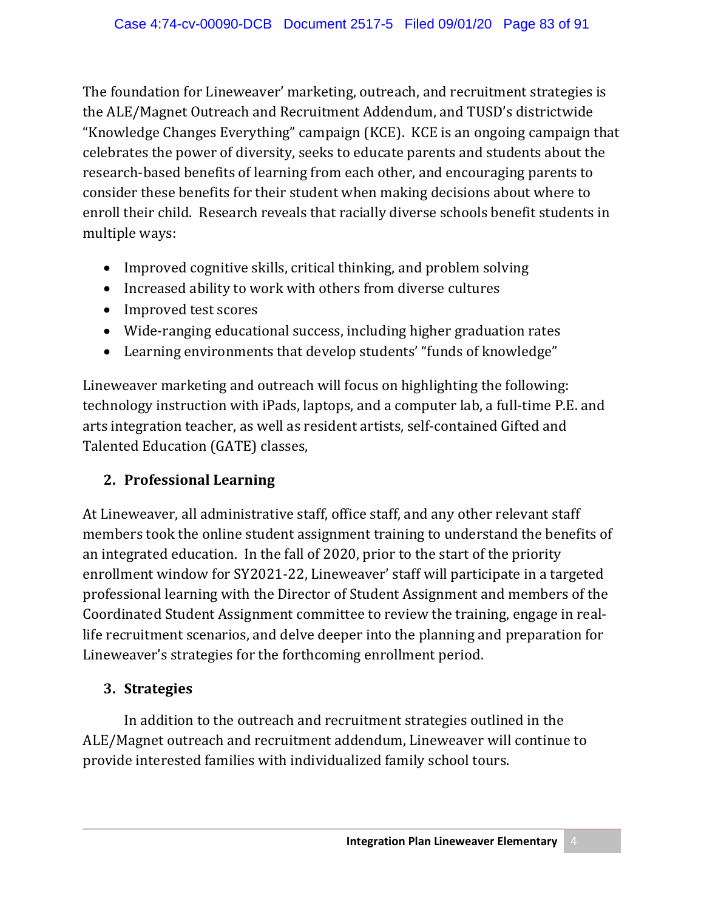The foundation for Lineweaver' marketing, outreach, and recruitment strategies is the ALE/Magnet Outreach and Recruitment Addendum, and TUSD's districtwide "Knowledge Changes Everything" campaign (KCE). KCE is an ongoing campaign that celebrates the power of diversity, seeks to educate parents and students about the research-based benefits of learning from each other, and encouraging parents to consider these benefits for their student when making decisions about where to enroll their child. Research reveals that racially diverse schools benefit students in multiple ways:

- Improved cognitive skills, critical thinking, and problem solving
- Increased ability to work with others from diverse cultures
- Improved test scores
- Wide-ranging educational success, including higher graduation rates
- Learning environments that develop students' "funds of knowledge"

Lineweaver marketing and outreach will focus on highlighting the following: technology instruction with iPads, laptops, and a computer lab, a full-time P.E. and arts integration teacher, as well as resident artists, self-contained Gifted and Talented Education (GATE) classes,

## 2. Professional Learning

At Lineweaver, all administrative staff, office staff, and any other relevant staff members took the online student assignment training to understand the benefits of an integrated education. In the fall of 2020, prior to the start of the priority enrollment window for SY2021-22, Lineweaver' staff will participate in a targeted professional learning with the Director of Student Assignment and members of the Coordinated Student Assignment committee to review the training, engage in real-life recruitment scenarios, and delve deeper into the planning and preparation for Lineweaver's strategies for the forthcoming enrollment period.

## 3. Strategies

In addition to the outreach and recruitment strategies outlined in the ALE/Magnet outreach and recruitment addendum, Lineweaver will continue to provide interested families with individualized family school tours.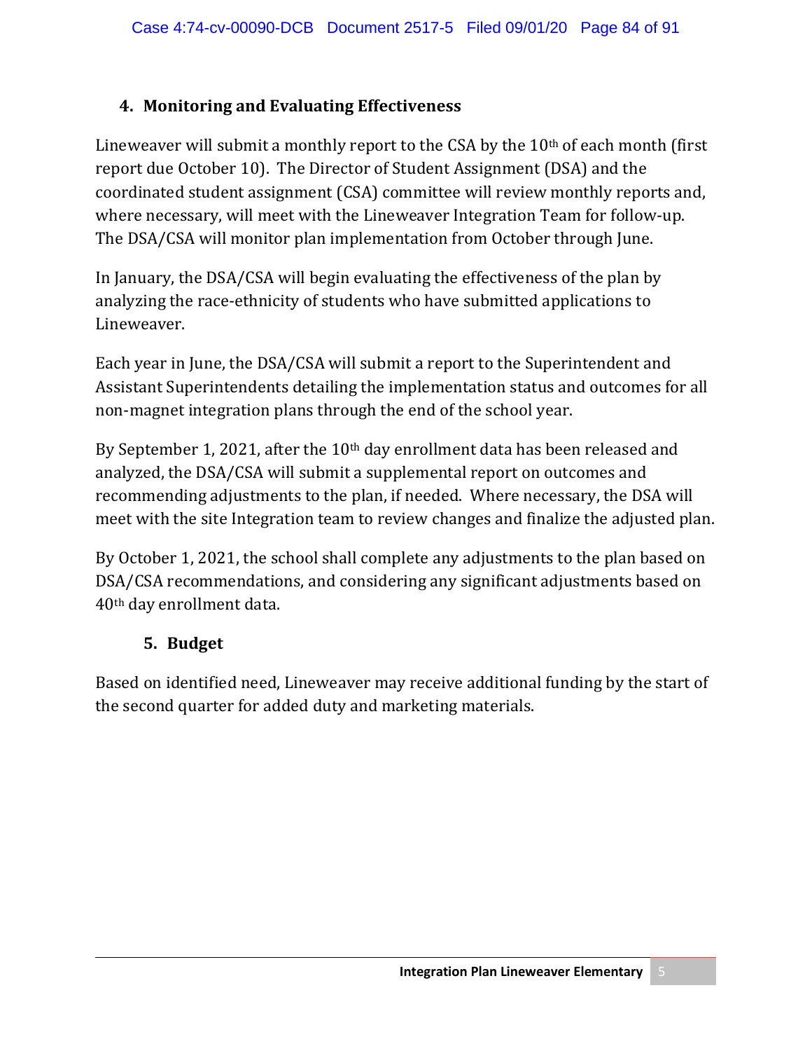## 4. Monitoring and Evaluating Effectiveness

Lineweaver will submit a monthly report to the CSA by the 10th of each month (first report due October 10). The Director of Student Assignment (DSA) and the coordinated student assignment (CSA) committee will review monthly reports and, where necessary, will meet with the Lineweaver Integration Team for follow-up. The DSA/CSA will monitor plan implementation from October through June.

In January, the DSA/CSA will begin evaluating the effectiveness of the plan by analyzing the race-ethnicity of students who have submitted applications to Lineweaver.

Each year in June, the DSA/CSA will submit a report to the Superintendent and Assistant Superintendents detailing the implementation status and outcomes for all non-magnet integration plans through the end of the school year.

By September 1, 2021, after the 10th day enrollment data has been released and analyzed, the DSA/CSA will submit a supplemental report on outcomes and recommending adjustments to the plan, if needed. Where necessary, the DSA will meet with the site Integration team to review changes and finalize the adjusted plan.

By October 1, 2021, the school shall complete any adjustments to the plan based on DSA/CSA recommendations, and considering any significant adjustments based on 40th day enrollment data.

## 5. Budget

Based on identified need, Lineweaver may receive additional funding by the start of the second quarter for added duty and marketing materials.